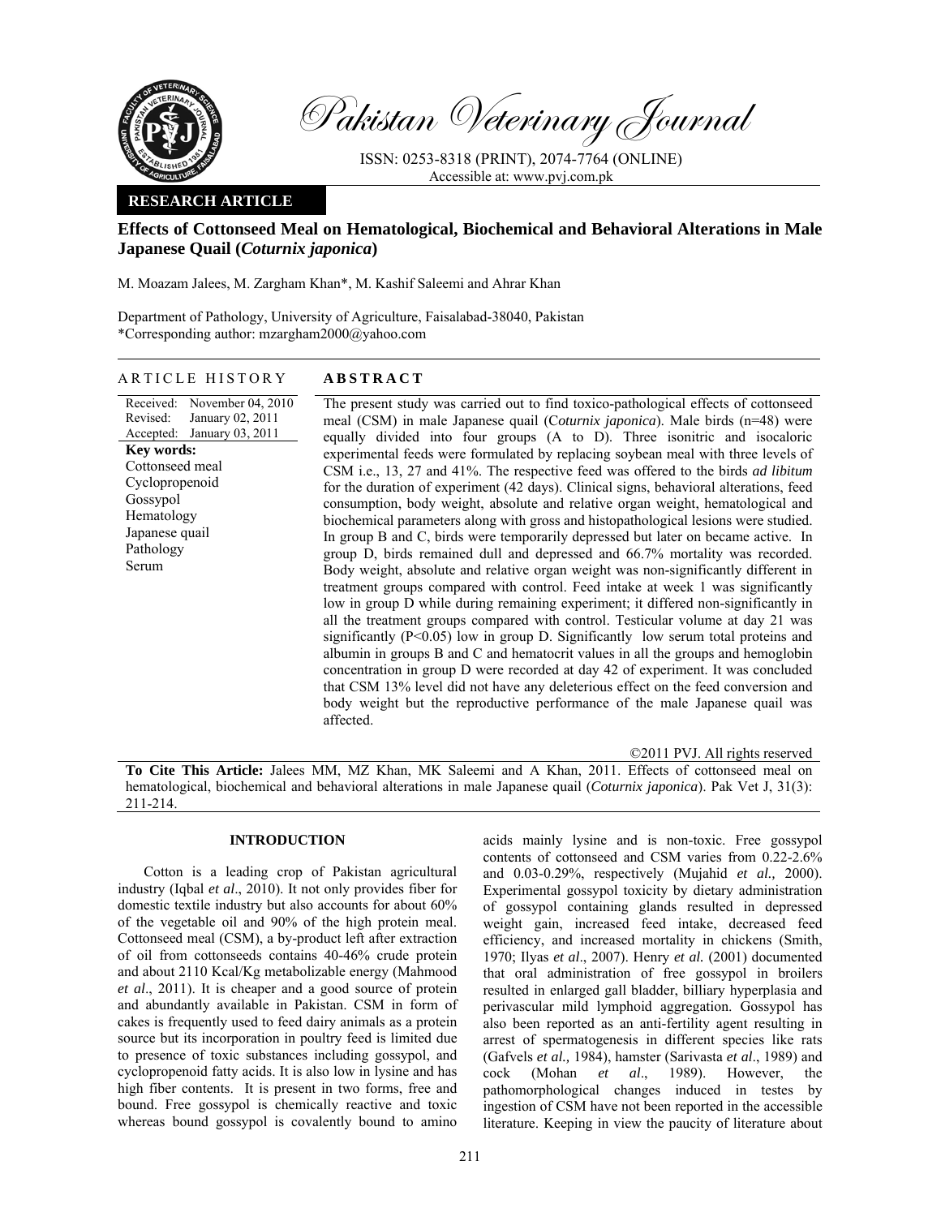Pakistan Veterinary Journal

ISSN: 0253-8318 (PRINT), 2074-7764 (ONLINE)
Accessible at: www.pvj.com.pk

**RESEARCH ARTICLE**

# Effects of Cottonseed Meal on Hematological, Biochemical and Behavioral Alterations in Male Japanese Quail (*Coturnix japonica*)

M. Moazam Jalees, M. Zargham Khan*, M. Kashif Saleemi and Ahrar Khan

Department of Pathology, University of Agriculture, Faisalabad-38040, Pakistan
*Corresponding author: mzargham2000@yahoo.com

## ARTICLE HISTORY

Received: November 04, 2010
Revised: January 02, 2011
Accepted: January 03, 2011

**Key words:**
Cottonseed meal
Cyclopropenoid
Gossypol
Hematology
Japanese quail
Pathology
Serum

## ABSTRACT

The present study was carried out to find toxico-pathological effects of cottonseed meal (CSM) in male Japanese quail (C*oturnix japonica*). Male birds (n=48) were equally divided into four groups (A to D). Three isonitric and isocaloric experimental feeds were formulated by replacing soybean meal with three levels of CSM i.e., 13, 27 and 41%. The respective feed was offered to the birds *ad libitum* for the duration of experiment (42 days). Clinical signs, behavioral alterations, feed consumption, body weight, absolute and relative organ weight, hematological and biochemical parameters along with gross and histopathological lesions were studied. In group B and C, birds were temporarily depressed but later on became active. In group D, birds remained dull and depressed and 66.7% mortality was recorded. Body weight, absolute and relative organ weight was non-significantly different in treatment groups compared with control. Feed intake at week 1 was significantly low in group D while during remaining experiment; it differed non-significantly in all the treatment groups compared with control. Testicular volume at day 21 was significantly ($P<0.05$) low in group D. Significantly low serum total proteins and albumin in groups B and C and hematocrit values in all the groups and hemoglobin concentration in group D were recorded at day 42 of experiment. It was concluded that CSM 13% level did not have any deleterious effect on the feed conversion and body weight but the reproductive performance of the male Japanese quail was affected.

©2011 PVJ. All rights reserved

**To Cite This Article:** Jalees MM, MZ Khan, MK Saleemi and A Khan, 2011. Effects of cottonseed meal on hematological, biochemical and behavioral alterations in male Japanese quail (*Coturnix japonica*). Pak Vet J, 31(3): 211-214.

## INTRODUCTION

Cotton is a leading crop of Pakistan agricultural industry (Iqbal *et al*., 2010). It not only provides fiber for domestic textile industry but also accounts for about 60% of the vegetable oil and 90% of the high protein meal. Cottonseed meal (CSM), a by-product left after extraction of oil from cottonseeds contains 40-46% crude protein and about 2110 Kcal/Kg metabolizable energy (Mahmood *et al*., 2011). It is cheaper and a good source of protein and abundantly available in Pakistan. CSM in form of cakes is frequently used to feed dairy animals as a protein source but its incorporation in poultry feed is limited due to presence of toxic substances including gossypol, and cyclopropenoid fatty acids. It is also low in lysine and has high fiber contents. It is present in two forms, free and bound. Free gossypol is chemically reactive and toxic whereas bound gossypol is covalently bound to amino acids mainly lysine and is non-toxic. Free gossypol contents of cottonseed and CSM varies from 0.22-2.6% and 0.03-0.29%, respectively (Mujahid *et al.,* 2000). Experimental gossypol toxicity by dietary administration of gossypol containing glands resulted in depressed weight gain, increased feed intake, decreased feed efficiency, and increased mortality in chickens (Smith, 1970; Ilyas *et al*., 2007). Henry *et al.* (2001) documented that oral administration of free gossypol in broilers resulted in enlarged gall bladder, billiary hyperplasia and perivascular mild lymphoid aggregation. Gossypol has also been reported as an anti-fertility agent resulting in arrest of spermatogenesis in different species like rats (Gafvels *et al.,* 1984), hamster (Sarivasta *et al*., 1989) and cock (Mohan *et al*., 1989). However, the pathomorphological changes induced in testes by ingestion of CSM have not been reported in the accessible literature. Keeping in view the paucity of literature about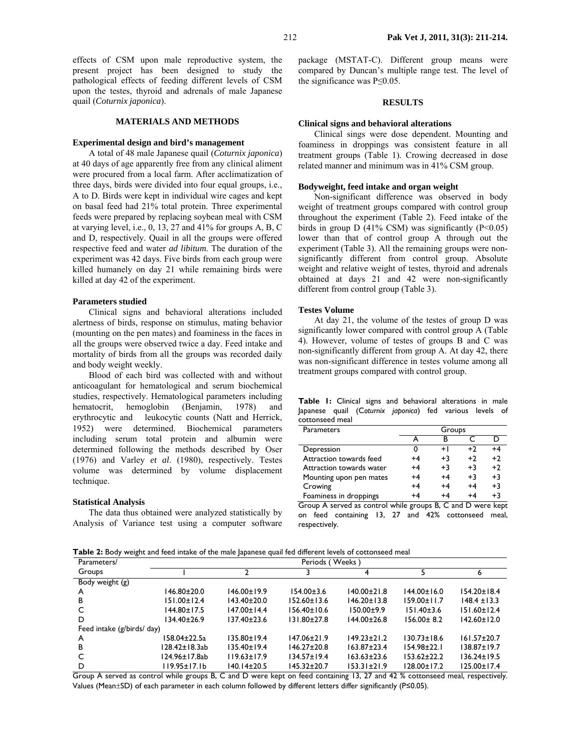effects of CSM upon male reproductive system, the present project has been designed to study the pathological effects of feeding different levels of CSM upon the testes, thyroid and adrenals of male Japanese quail (*Coturnix japonica*).

## MATERIALS AND METHODS

### Experimental design and bird's management

A total of 48 male Japanese quail (*Coturnix japonica*) at 40 days of age apparently free from any clinical aliment were procured from a local farm. After acclimatization of three days, birds were divided into four equal groups, i.e., A to D. Birds were kept in individual wire cages and kept on basal feed had 21% total protein. Three experimental feeds were prepared by replacing soybean meal with CSM at varying level, i.e., 0, 13, 27 and 41% for groups A, B, C and D, respectively. Quail in all the groups were offered respective feed and water *ad libitum*. The duration of the experiment was 42 days. Five birds from each group were killed humanely on day 21 while remaining birds were killed at day 42 of the experiment.

### Parameters studied

Clinical signs and behavioral alterations included alertness of birds, response on stimulus, mating behavior (mounting on the pen mates) and foaminess in the faces in all the groups were observed twice a day. Feed intake and mortality of birds from all the groups was recorded daily and body weight weekly.

Blood of each bird was collected with and without anticoagulant for hematological and serum biochemical studies, respectively. Hematological parameters including hematocrit, hemoglobin (Benjamin, 1978) and erythrocytic and leukocytic counts (Natt and Herrick, 1952) were determined. Biochemical parameters including serum total protein and albumin were determined following the methods described by Oser (1976) and Varley *et al*. (1980), respectively. Testes volume was determined by volume displacement technique.

### Statistical Analysis

The data thus obtained were analyzed statistically by Analysis of Variance test using a computer software package (MSTAT-C). Different group means were compared by Duncan's multiple range test. The level of the significance was $P \leq 0.05$.

## RESULTS

### Clinical signs and behavioral alterations

Clinical sings were dose dependent. Mounting and foaminess in droppings was consistent feature in all treatment groups (Table 1). Crowing decreased in dose related manner and minimum was in 41% CSM group.

### Bodyweight, feed intake and organ weight

Non-significant difference was observed in body weight of treatment groups compared with control group throughout the experiment (Table 2). Feed intake of the birds in group D (41% CSM) was significantly ($P<0.05$) lower than that of control group A through out the experiment (Table 3). All the remaining groups were non-significantly different from control group. Absolute weight and relative weight of testes, thyroid and adrenals obtained at days 21 and 42 were non-significantly different from control group (Table 3).

### Testes Volume

At day 21, the volume of the testes of group D was significantly lower compared with control group A (Table 4). However, volume of testes of groups B and C was non-significantly different from group A. At day 42, there was non-significant difference in testes volume among all treatment groups compared with control group.

**Table 1:** Clinical signs and behavioral alterations in male Japanese quail (*Coturnix japonica*) fed various levels of cottonseed meal

| Parameters | Groups | | | |
|---|---|---|---|---|
| | A | B | C | D |
| Depression | 0 | +1 | +2 | +4 |
| Attraction towards feed | +4 | +3 | +2 | +2 |
| Attraction towards water | +4 | +3 | +3 | +2 |
| Mounting upon pen mates | +4 | +4 | +3 | +3 |
| Crowing | +4 | +4 | +4 | +3 |
| Foaminess in droppings | +4 | +4 | +4 | +3 |

Group A served as control while groups B, C and D were kept on feed containing 13, 27 and 42% cottonseed meal, respectively.

**Table 2:** Body weight and feed intake of the male Japanese quail fed different levels of cottonseed meal

| Parameters/ Groups | Periods ( Weeks ) | | | | | |
|---|---|---|---|---|---|---|
| | 1 | 2 | 3 | 4 | 5 | 6 |
| Body weight (g) | | | | | | |
| A | 146.80±20.0 | 146.00±19.9 | 154.00±3.6 | 140.00±21.8 | 144.00±16.0 | 154.20±18.4 |
| B | 151.00±12.4 | 143.40±20.0 | 152.60±13.6 | 146.20±13.8 | 159.00±11.7 | 148.4 ±13.3 |
| C | 144.80±17.5 | 147.00±14.4 | 156.40±10.6 | 150.00±9.9 | 151.40±3.6 | 151.60±12.4 |
| D | 134.40±26.9 | 137.40±23.6 | 131.80±27.8 | 144.00±26.8 | 156.00± 8.2 | 142.60±12.0 |
| Feed intake (g/birds/ day) | | | | | | |
| A | 158.04±22.5a | 135.80±19.4 | 147.06±21.9 | 149.23±21.2 | 130.73±18.6 | 161.57±20.7 |
| B | 128.42±18.3ab | 135.40±19.4 | 146.27±20.8 | 163.87±23.4 | 154.98±22.1 | 138.87±19.7 |
| C | 124.96±17.8ab | 119.63±17.9 | 134.57±19.4 | 163.63±23.6 | 153.62±22.2 | 136.24±19.5 |
| D | 119.95±17.1b | 140.14±20.5 | 145.32±20.7 | 153.31±21.9 | 128.00±17.2 | 125.00±17.4 |

Group A served as control while groups B, C and D were kept on feed containing 13, 27 and 42 % cottonseed meal, respectively. Values (Mean±SD) of each parameter in each column followed by different letters differ significantly ($P \leq 0.05$).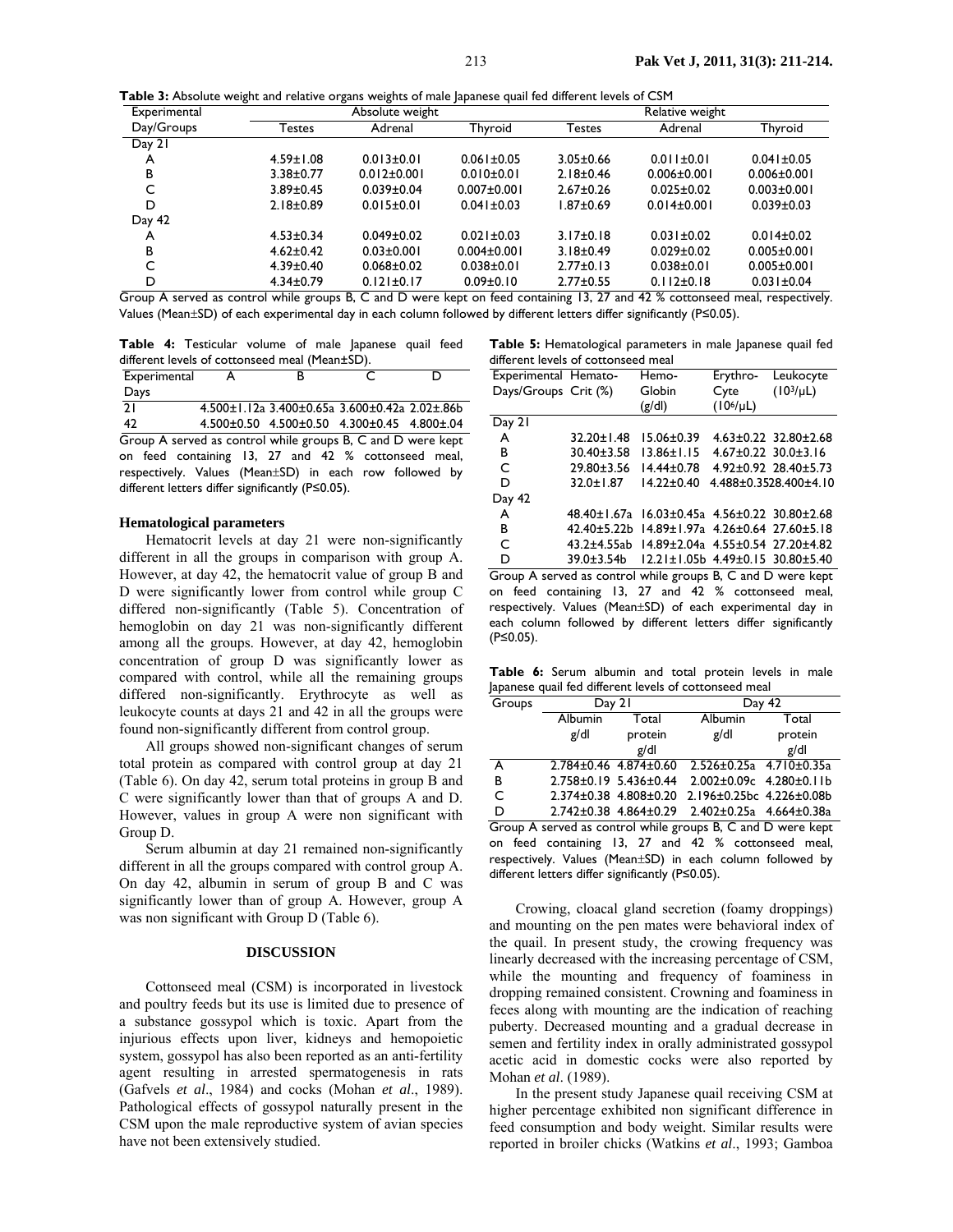**Table 3:** Absolute weight and relative organs weights of male Japanese quail fed different levels of CSM

| Experimental Day/Groups | Absolute weight | | | Relative weight | | |
|---|---|---|---|---|---|---|
| | Testes | Adrenal | Thyroid | Testes | Adrenal | Thyroid |
| Day 21 | | | | | | |
| A | 4.59±1.08 | 0.013±0.01 | 0.061±0.05 | 3.05±0.66 | 0.011±0.01 | 0.041±0.05 |
| B | 3.38±0.77 | 0.012±0.001 | 0.010±0.01 | 2.18±0.46 | 0.006±0.001 | 0.006±0.001 |
| C | 3.89±0.45 | 0.039±0.04 | 0.007±0.001 | 2.67±0.26 | 0.025±0.02 | 0.003±0.001 |
| D | 2.18±0.89 | 0.015±0.01 | 0.041±0.03 | 1.87±0.69 | 0.014±0.001 | 0.039±0.03 |
| Day 42 | | | | | | |
| A | 4.53±0.34 | 0.049±0.02 | 0.021±0.03 | 3.17±0.18 | 0.031±0.02 | 0.014±0.02 |
| B | 4.62±0.42 | 0.03±0.001 | 0.004±0.001 | 3.18±0.49 | 0.029±0.02 | 0.005±0.001 |
| C | 4.39±0.40 | 0.068±0.02 | 0.038±0.01 | 2.77±0.13 | 0.038±0.01 | 0.005±0.001 |
| D | 4.34±0.79 | 0.121±0.17 | 0.09±0.10 | 2.77±0.55 | 0.112±0.18 | 0.031±0.04 |

Group A served as control while groups B, C and D were kept on feed containing 13, 27 and 42 % cottonseed meal, respectively. Values (Mean±SD) of each experimental day in each column followed by different letters differ significantly (P≤0.05).

**Table 4:** Testicular volume of male Japanese quail feed different levels of cottonseed meal (Mean±SD).

| Experimental Days | A | B | C | D |
|---|---|---|---|---|
| 21 | 4.500±1.12a | 3.400±0.65a | 3.600±0.42a | 2.02±.86b |
| 42 | 4.500±0.50 | 4.500±0.50 | 4.300±0.45 | 4.800±.04 |

Group A served as control while groups B, C and D were kept on feed containing 13, 27 and 42 % cottonseed meal, respectively. Values (Mean±SD) in each row followed by different letters differ significantly (P≤0.05).

### Hematological parameters

Hematocrit levels at day 21 were non-significantly different in all the groups in comparison with group A. However, at day 42, the hematocrit value of group B and D were significantly lower from control while group C differed non-significantly (Table 5). Concentration of hemoglobin on day 21 was non-significantly different among all the groups. However, at day 42, hemoglobin concentration of group D was significantly lower as compared with control, while all the remaining groups differed non-significantly. Erythrocyte as well as leukocyte counts at days 21 and 42 in all the groups were found non-significantly different from control group.

All groups showed non-significant changes of serum total protein as compared with control group at day 21 (Table 6). On day 42, serum total proteins in group B and C were significantly lower than that of groups A and D. However, values in group A were non significant with Group D.

Serum albumin at day 21 remained non-significantly different in all the groups compared with control group A. On day 42, albumin in serum of group B and C was significantly lower than of group A. However, group A was non significant with Group D (Table 6).

## DISCUSSION

Cottonseed meal (CSM) is incorporated in livestock and poultry feeds but its use is limited due to presence of a substance gossypol which is toxic. Apart from the injurious effects upon liver, kidneys and hemopoietic system, gossypol has also been reported as an anti-fertility agent resulting in arrested spermatogenesis in rats (Gafvels *et al*., 1984) and cocks (Mohan *et al*., 1989). Pathological effects of gossypol naturally present in the CSM upon the male reproductive system of avian species have not been extensively studied.

**Table 5:** Hematological parameters in male Japanese quail fed different levels of cottonseed meal

| Experimental Days/Groups | Hemato-Crit (%) | Hemo-Globin (g/dl) | Erythro-Cyte ($10^6$/μL) | Leukocyte ($10^3$/μL) |
|---|---|---|---|---|
| Day 21 | | | | |
| A | 32.20±1.48 | 15.06±0.39 | 4.63±0.22 | 32.80±2.68 |
| B | 30.40±3.58 | 13.86±1.15 | 4.67±0.22 | 30.0±3.16 |
| C | 29.80±3.56 | 14.44±0.78 | 4.92±0.92 | 28.40±5.73 |
| D | 32.0±1.87 | 14.22±0.40 | 4.488±0.352 | 28.400±4.10 |
| Day 42 | | | | |
| A | 48.40±1.67a | 16.03±0.45a | 4.56±0.22 | 30.80±2.68 |
| B | 42.40±5.22b | 14.89±1.97a | 4.26±0.64 | 27.60±5.18 |
| C | 43.2±4.55ab | 14.89±2.04a | 4.55±0.54 | 27.20±4.82 |
| D | 39.0±3.54b | 12.21±1.05b | 4.49±0.15 | 30.80±5.40 |

Group A served as control while groups B, C and D were kept on feed containing 13, 27 and 42 % cottonseed meal, respectively. Values (Mean±SD) of each experimental day in each column followed by different letters differ significantly (P≤0.05).

**Table 6:** Serum albumin and total protein levels in male Japanese quail fed different levels of cottonseed meal

| Groups | Day 21 | | Day 42 | |
|---|---|---|---|---|
| | Albumin g/dl | Total protein g/dl | Albumin g/dl | Total protein g/dl |
| A | 2.784±0.46 | 4.874±0.60 | 2.526±0.25a | 4.710±0.35a |
| B | 2.758±0.19 | 5.436±0.44 | 2.002±0.09c | 4.280±0.11b |
| C | 2.374±0.38 | 4.808±0.20 | 2.196±0.25bc | 4.226±0.08b |
| D | 2.742±0.38 | 4.864±0.29 | 2.402±0.25a | 4.664±0.38a |

Group A served as control while groups B, C and D were kept on feed containing 13, 27 and 42 % cottonseed meal, respectively. Values (Mean±SD) in each column followed by different letters differ significantly (P≤0.05).

Crowing, cloacal gland secretion (foamy droppings) and mounting on the pen mates were behavioral index of the quail. In present study, the crowing frequency was linearly decreased with the increasing percentage of CSM, while the mounting and frequency of foaminess in dropping remained consistent. Crowning and foaminess in feces along with mounting are the indication of reaching puberty. Decreased mounting and a gradual decrease in semen and fertility index in orally administrated gossypol acetic acid in domestic cocks were also reported by Mohan *et al*. (1989).

In the present study Japanese quail receiving CSM at higher percentage exhibited non significant difference in feed consumption and body weight. Similar results were reported in broiler chicks (Watkins *et al*., 1993; Gamboa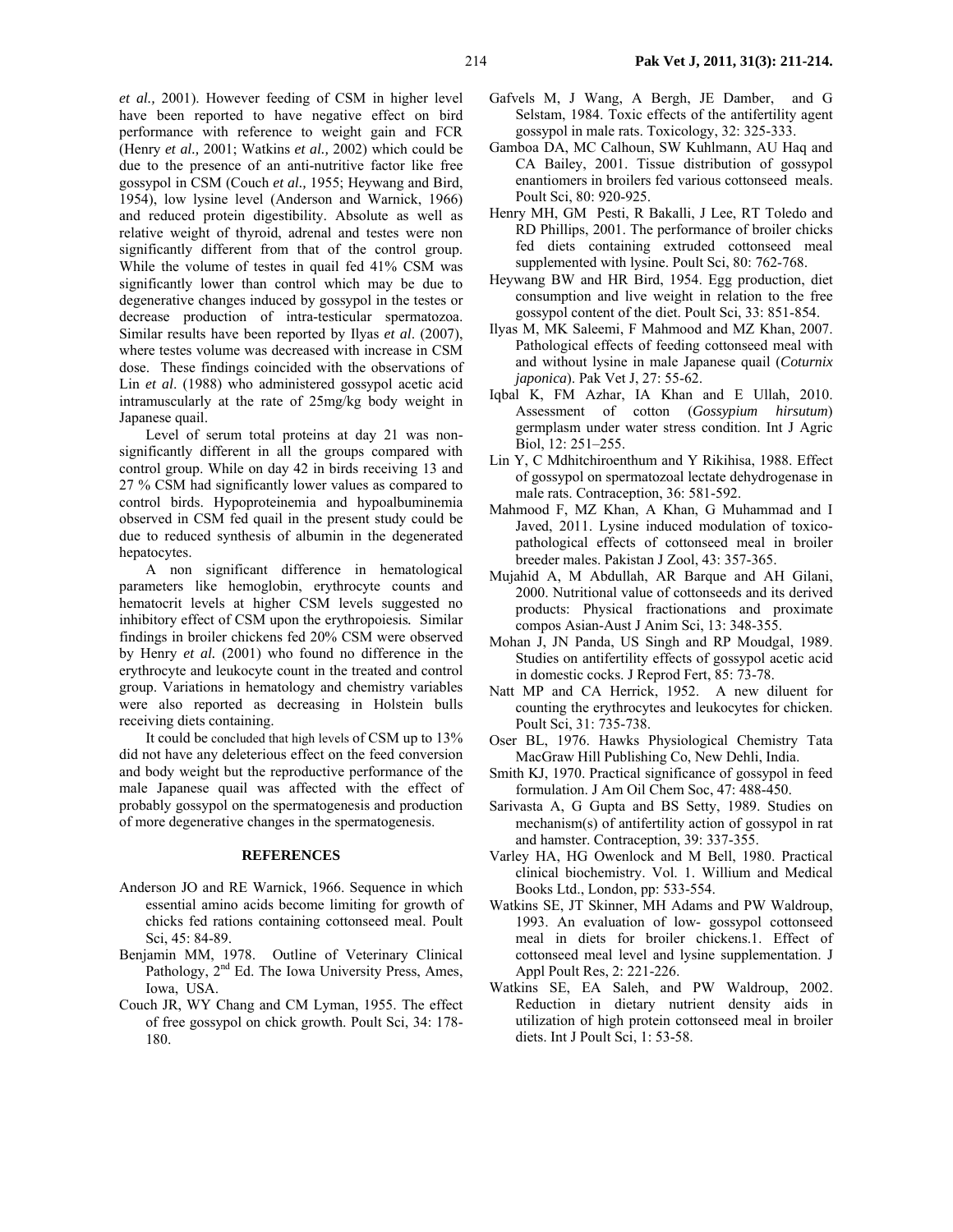*et al.,* 2001). However feeding of CSM in higher level have been reported to have negative effect on bird performance with reference to weight gain and FCR (Henry *et al.,* 2001; Watkins *et al.,* 2002) which could be due to the presence of an anti-nutritive factor like free gossypol in CSM (Couch *et al.,* 1955; Heywang and Bird, 1954), low lysine level (Anderson and Warnick, 1966) and reduced protein digestibility. Absolute as well as relative weight of thyroid, adrenal and testes were non significantly different from that of the control group. While the volume of testes in quail fed 41% CSM was significantly lower than control which may be due to degenerative changes induced by gossypol in the testes or decrease production of intra-testicular spermatozoa. Similar results have been reported by Ilyas *et al*. (2007), where testes volume was decreased with increase in CSM dose. These findings coincided with the observations of Lin *et al*. (1988) who administered gossypol acetic acid intramuscularly at the rate of 25mg/kg body weight in Japanese quail.

Level of serum total proteins at day 21 was non-significantly different in all the groups compared with control group. While on day 42 in birds receiving 13 and 27 % CSM had significantly lower values as compared to control birds. Hypoproteinemia and hypoalbuminemia observed in CSM fed quail in the present study could be due to reduced synthesis of albumin in the degenerated hepatocytes.

A non significant difference in hematological parameters like hemoglobin, erythrocyte counts and hematocrit levels at higher CSM levels suggested no inhibitory effect of CSM upon the erythropoiesis. Similar findings in broiler chickens fed 20% CSM were observed by Henry *et al.* (2001) who found no difference in the erythrocyte and leukocyte count in the treated and control group. Variations in hematology and chemistry variables were also reported as decreasing in Holstein bulls receiving diets containing.

It could be concluded that high levels of CSM up to 13% did not have any deleterious effect on the feed conversion and body weight but the reproductive performance of the male Japanese quail was affected with the effect of probably gossypol on the spermatogenesis and production of more degenerative changes in the spermatogenesis.

## REFERENCES

Anderson JO and RE Warnick, 1966. Sequence in which essential amino acids become limiting for growth of chicks fed rations containing cottonseed meal. Poult Sci, 45: 84-89.

Benjamin MM, 1978. Outline of Veterinary Clinical Pathology, 2nd Ed. The Iowa University Press, Ames, Iowa, USA.

Couch JR, WY Chang and CM Lyman, 1955. The effect of free gossypol on chick growth. Poult Sci, 34: 178-180.

Gafvels M, J Wang, A Bergh, JE Damber, and G Selstam, 1984. Toxic effects of the antifertility agent gossypol in male rats. Toxicology, 32: 325-333.

Gamboa DA, MC Calhoun, SW Kuhlmann, AU Haq and CA Bailey, 2001. Tissue distribution of gossypol enantiomers in broilers fed various cottonseed meals. Poult Sci, 80: 920-925.

Henry MH, GM Pesti, R Bakalli, J Lee, RT Toledo and RD Phillips, 2001. The performance of broiler chicks fed diets containing extruded cottonseed meal supplemented with lysine. Poult Sci, 80: 762-768.

Heywang BW and HR Bird, 1954. Egg production, diet consumption and live weight in relation to the free gossypol content of the diet. Poult Sci, 33: 851-854.

Ilyas M, MK Saleemi, F Mahmood and MZ Khan, 2007. Pathological effects of feeding cottonseed meal with and without lysine in male Japanese quail (*Coturnix japonica*). Pak Vet J, 27: 55-62.

Iqbal K, FM Azhar, IA Khan and E Ullah, 2010. Assessment of cotton (*Gossypium hirsutum*) germplasm under water stress condition. Int J Agric Biol, 12: 251–255.

Lin Y, C Mdhitchiroenthum and Y Rikihisa, 1988. Effect of gossypol on spermatozoal lectate dehydrogenase in male rats. Contraception, 36: 581-592.

Mahmood F, MZ Khan, A Khan, G Muhammad and I Javed, 2011. Lysine induced modulation of toxico-pathological effects of cottonseed meal in broiler breeder males. Pakistan J Zool, 43: 357-365.

Mujahid A, M Abdullah, AR Barque and AH Gilani, 2000. Nutritional value of cottonseeds and its derived products: Physical fractionations and proximate compos Asian-Aust J Anim Sci, 13: 348-355.

Mohan J, JN Panda, US Singh and RP Moudgal, 1989. Studies on antifertility effects of gossypol acetic acid in domestic cocks. J Reprod Fert, 85: 73-78.

Natt MP and CA Herrick, 1952. A new diluent for counting the erythrocytes and leukocytes for chicken. Poult Sci, 31: 735-738.

Oser BL, 1976. Hawks Physiological Chemistry Tata MacGraw Hill Publishing Co, New Dehli, India.

Smith KJ, 1970. Practical significance of gossypol in feed formulation. J Am Oil Chem Soc, 47: 488-450.

Sarivasta A, G Gupta and BS Setty, 1989. Studies on mechanism(s) of antifertility action of gossypol in rat and hamster. Contraception, 39: 337-355.

Varley HA, HG Owenlock and M Bell, 1980. Practical clinical biochemistry. Vol. 1. Willium and Medical Books Ltd., London, pp: 533-554.

Watkins SE, JT Skinner, MH Adams and PW Waldroup, 1993. An evaluation of low- gossypol cottonseed meal in diets for broiler chickens.1. Effect of cottonseed meal level and lysine supplementation. J Appl Poult Res, 2: 221-226.

Watkins SE, EA Saleh, and PW Waldroup, 2002. Reduction in dietary nutrient density aids in utilization of high protein cottonseed meal in broiler diets. Int J Poult Sci, 1: 53-58.